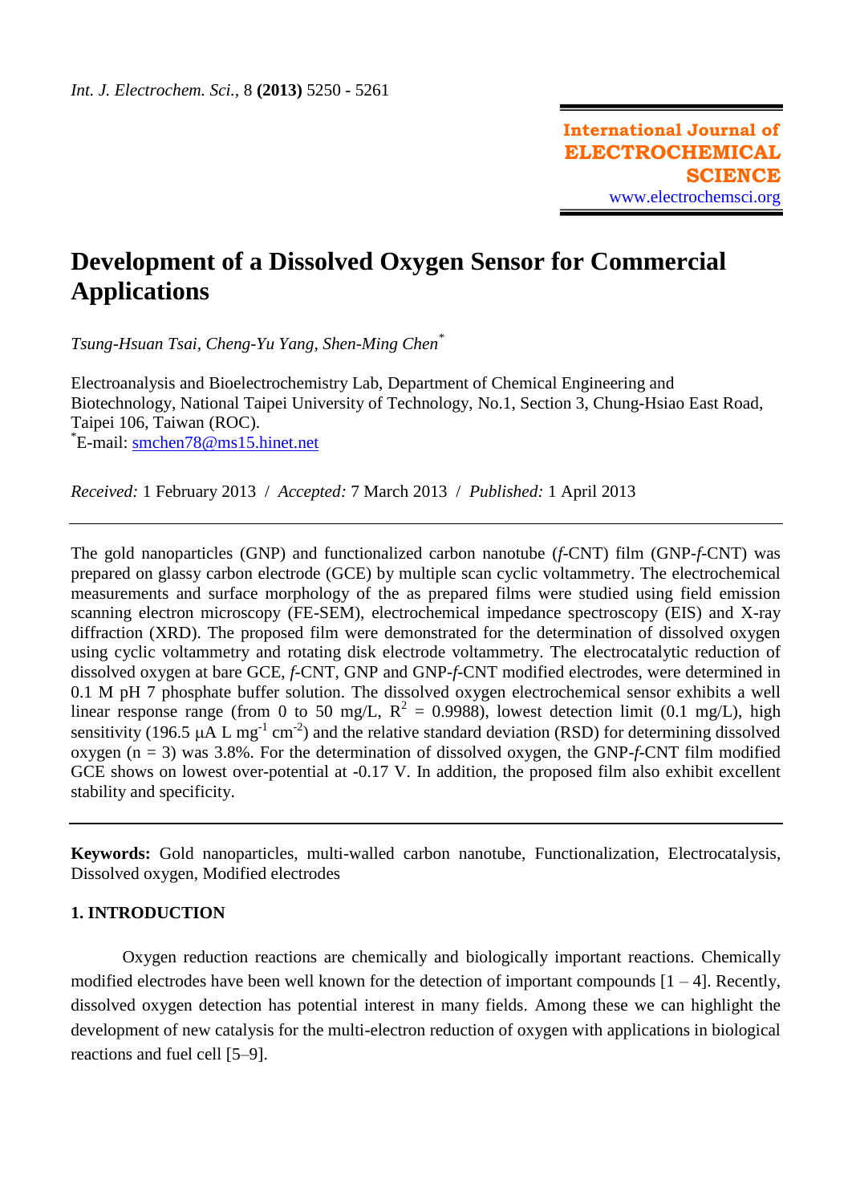# Development of a Dissolved Oxygen Sensor for Commercial Applications

*Tsung-Hsuan Tsai, Cheng-Yu Yang, Shen-Ming Chen*[*]

Electroanalysis and Bioelectrochemistry Lab, Department of Chemical Engineering and Biotechnology, National Taipei University of Technology, No.1, Section 3, Chung-Hsiao East Road, Taipei 106, Taiwan (ROC).
[*]E-mail: smchen78@ms15.hinet.net

*Received:* 1 February 2013 / *Accepted:* 7 March 2013 / *Published:* 1 April 2013

---

The gold nanoparticles (GNP) and functionalized carbon nanotube (*f*-CNT) film (GNP-*f*-CNT) was prepared on glassy carbon electrode (GCE) by multiple scan cyclic voltammetry. The electrochemical measurements and surface morphology of the as prepared films were studied using field emission scanning electron microscopy (FE-SEM), electrochemical impedance spectroscopy (EIS) and X-ray diffraction (XRD). The proposed film were demonstrated for the determination of dissolved oxygen using cyclic voltammetry and rotating disk electrode voltammetry. The electrocatalytic reduction of dissolved oxygen at bare GCE, *f*-CNT, GNP and GNP-*f*-CNT modified electrodes, were determined in 0.1 M pH 7 phosphate buffer solution. The dissolved oxygen electrochemical sensor exhibits a well linear response range (from 0 to 50 mg/L, $R^2$ = 0.9988), lowest detection limit (0.1 mg/L), high sensitivity (196.5 μA L $mg^{-1}$ $cm^{-2}$) and the relative standard deviation (RSD) for determining dissolved oxygen (n = 3) was 3.8%. For the determination of dissolved oxygen, the GNP-*f*-CNT film modified GCE shows on lowest over-potential at -0.17 V. In addition, the proposed film also exhibit excellent stability and specificity.

---

**Keywords:** Gold nanoparticles, multi-walled carbon nanotube, Functionalization, Electrocatalysis, Dissolved oxygen, Modified electrodes

## 1. INTRODUCTION

Oxygen reduction reactions are chemically and biologically important reactions. Chemically modified electrodes have been well known for the detection of important compounds [1 – 4]. Recently, dissolved oxygen detection has potential interest in many fields. Among these we can highlight the development of new catalysis for the multi-electron reduction of oxygen with applications in biological reactions and fuel cell [5–9].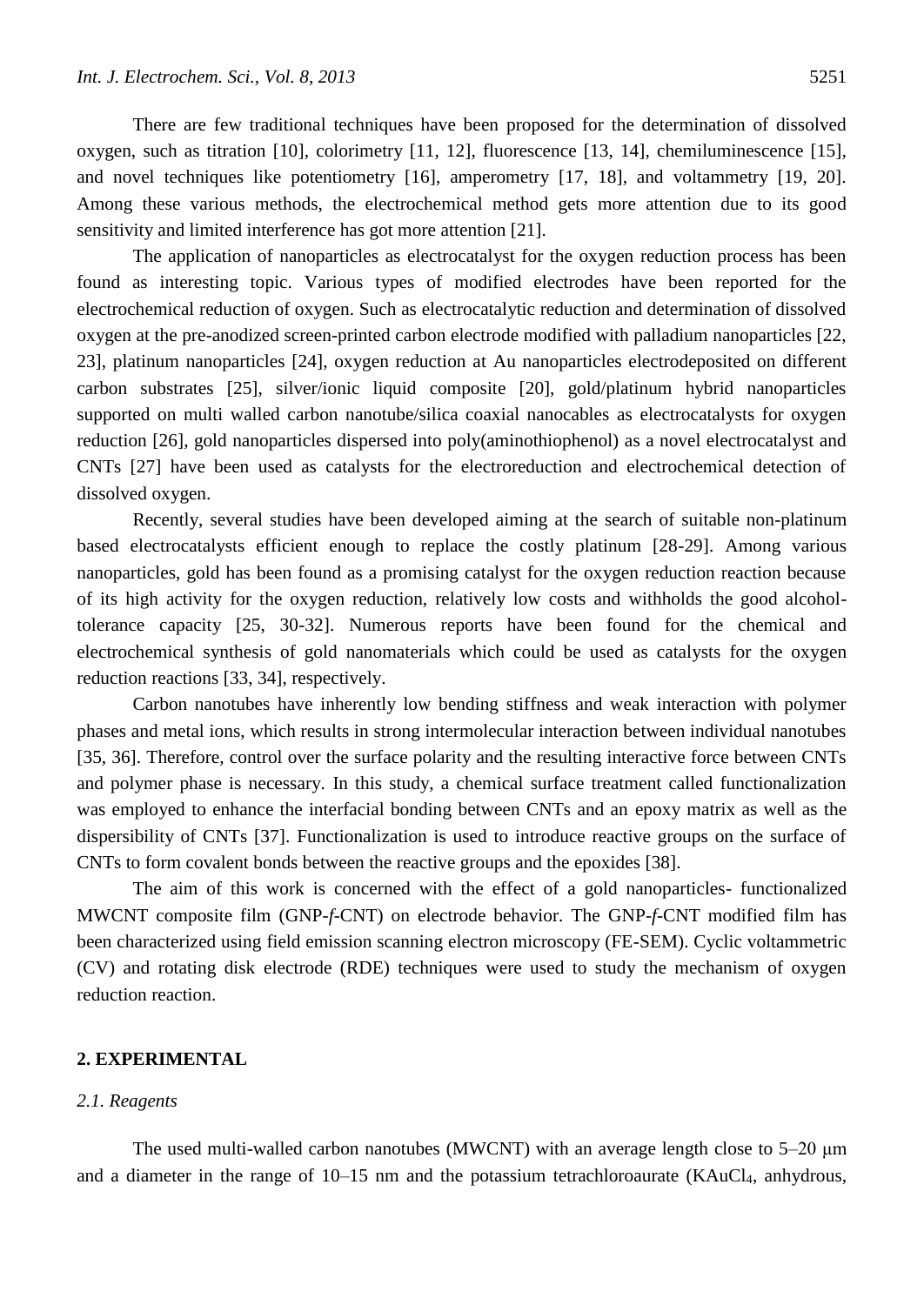There are few traditional techniques have been proposed for the determination of dissolved oxygen, such as titration [10], colorimetry [11, 12], fluorescence [13, 14], chemiluminescence [15], and novel techniques like potentiometry [16], amperometry [17, 18], and voltammetry [19, 20]. Among these various methods, the electrochemical method gets more attention due to its good sensitivity and limited interference has got more attention [21].

The application of nanoparticles as electrocatalyst for the oxygen reduction process has been found as interesting topic. Various types of modified electrodes have been reported for the electrochemical reduction of oxygen. Such as electrocatalytic reduction and determination of dissolved oxygen at the pre-anodized screen-printed carbon electrode modified with palladium nanoparticles [22, 23], platinum nanoparticles [24], oxygen reduction at Au nanoparticles electrodeposited on different carbon substrates [25], silver/ionic liquid composite [20], gold/platinum hybrid nanoparticles supported on multi walled carbon nanotube/silica coaxial nanocables as electrocatalysts for oxygen reduction [26], gold nanoparticles dispersed into poly(aminothiophenol) as a novel electrocatalyst and CNTs [27] have been used as catalysts for the electroreduction and electrochemical detection of dissolved oxygen.

Recently, several studies have been developed aiming at the search of suitable non-platinum based electrocatalysts efficient enough to replace the costly platinum [28-29]. Among various nanoparticles, gold has been found as a promising catalyst for the oxygen reduction reaction because of its high activity for the oxygen reduction, relatively low costs and withholds the good alcohol-tolerance capacity [25, 30-32]. Numerous reports have been found for the chemical and electrochemical synthesis of gold nanomaterials which could be used as catalysts for the oxygen reduction reactions [33, 34], respectively.

Carbon nanotubes have inherently low bending stiffness and weak interaction with polymer phases and metal ions, which results in strong intermolecular interaction between individual nanotubes [35, 36]. Therefore, control over the surface polarity and the resulting interactive force between CNTs and polymer phase is necessary. In this study, a chemical surface treatment called functionalization was employed to enhance the interfacial bonding between CNTs and an epoxy matrix as well as the dispersibility of CNTs [37]. Functionalization is used to introduce reactive groups on the surface of CNTs to form covalent bonds between the reactive groups and the epoxides [38].

The aim of this work is concerned with the effect of a gold nanoparticles- functionalized MWCNT composite film (GNP-*f*-CNT) on electrode behavior. The GNP-*f*-CNT modified film has been characterized using field emission scanning electron microscopy (FE-SEM). Cyclic voltammetric (CV) and rotating disk electrode (RDE) techniques were used to study the mechanism of oxygen reduction reaction.

## 2. EXPERIMENTAL

### *2.1. Reagents*

The used multi-walled carbon nanotubes (MWCNT) with an average length close to 5–20 μm and a diameter in the range of 10–15 nm and the potassium tetrachloroaurate ($KAuCl_4$, anhydrous,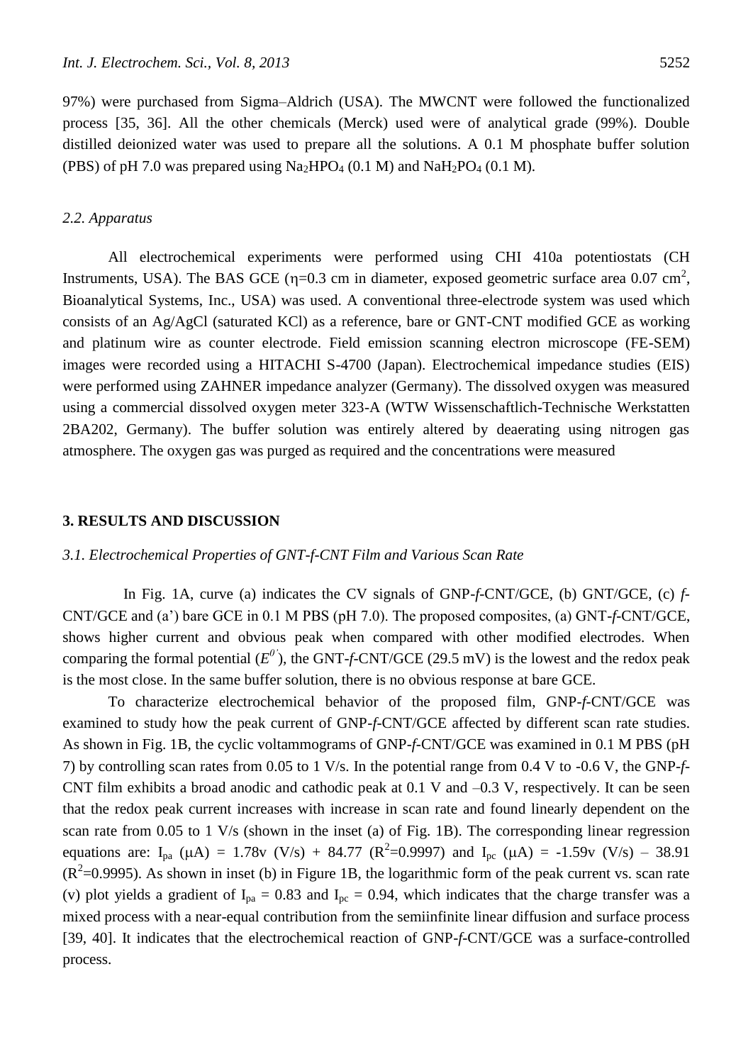97%) were purchased from Sigma–Aldrich (USA). The MWCNT were followed the functionalized process [35, 36]. All the other chemicals (Merck) used were of analytical grade (99%). Double distilled deionized water was used to prepare all the solutions. A 0.1 M phosphate buffer solution (PBS) of pH 7.0 was prepared using $Na_2HPO_4$ (0.1 M) and $NaH_2PO_4$ (0.1 M).

### *2.2. Apparatus*

All electrochemical experiments were performed using CHI 410a potentiostats (CH Instruments, USA). The BAS GCE (η=0.3 cm in diameter, exposed geometric surface area 0.07 $cm^2$, Bioanalytical Systems, Inc., USA) was used. A conventional three-electrode system was used which consists of an Ag/AgCl (saturated KCl) as a reference, bare or GNT-CNT modified GCE as working and platinum wire as counter electrode. Field emission scanning electron microscope (FE-SEM) images were recorded using a HITACHI S-4700 (Japan). Electrochemical impedance studies (EIS) were performed using ZAHNER impedance analyzer (Germany). The dissolved oxygen was measured using a commercial dissolved oxygen meter 323-A (WTW Wissenschaftlich-Technische Werkstatten 2BA202, Germany). The buffer solution was entirely altered by deaerating using nitrogen gas atmosphere. The oxygen gas was purged as required and the concentrations were measured

## **3. RESULTS AND DISCUSSION**

### *3.1. Electrochemical Properties of GNT-f-CNT Film and Various Scan Rate*

In Fig. 1A, curve (a) indicates the CV signals of GNP-*f*-CNT/GCE, (b) GNT/GCE, (c) *f*-CNT/GCE and (a') bare GCE in 0.1 M PBS (pH 7.0). The proposed composites, (a) GNT-*f*-CNT/GCE, shows higher current and obvious peak when compared with other modified electrodes. When comparing the formal potential ($E^{0'}$), the GNT-*f*-CNT/GCE (29.5 mV) is the lowest and the redox peak is the most close. In the same buffer solution, there is no obvious response at bare GCE.

To characterize electrochemical behavior of the proposed film, GNP-*f*-CNT/GCE was examined to study how the peak current of GNP-*f*-CNT/GCE affected by different scan rate studies. As shown in Fig. 1B, the cyclic voltammograms of GNP-*f*-CNT/GCE was examined in 0.1 M PBS (pH 7) by controlling scan rates from 0.05 to 1 V/s. In the potential range from 0.4 V to -0.6 V, the GNP-*f*-CNT film exhibits a broad anodic and cathodic peak at 0.1 V and –0.3 V, respectively. It can be seen that the redox peak current increases with increase in scan rate and found linearly dependent on the scan rate from 0.05 to 1 V/s (shown in the inset (a) of Fig. 1B). The corresponding linear regression equations are: $I_{pa}$ (μA) = 1.78v (V/s) + 84.77 ($R^2$=0.9997) and $I_{pc}$ (μA) = -1.59v (V/s) – 38.91 ($R^2$=0.9995). As shown in inset (b) in Figure 1B, the logarithmic form of the peak current vs. scan rate (v) plot yields a gradient of $I_{pa}$ = 0.83 and $I_{pc}$ = 0.94, which indicates that the charge transfer was a mixed process with a near-equal contribution from the semiinfinite linear diffusion and surface process [39, 40]. It indicates that the electrochemical reaction of GNP-*f*-CNT/GCE was a surface-controlled process.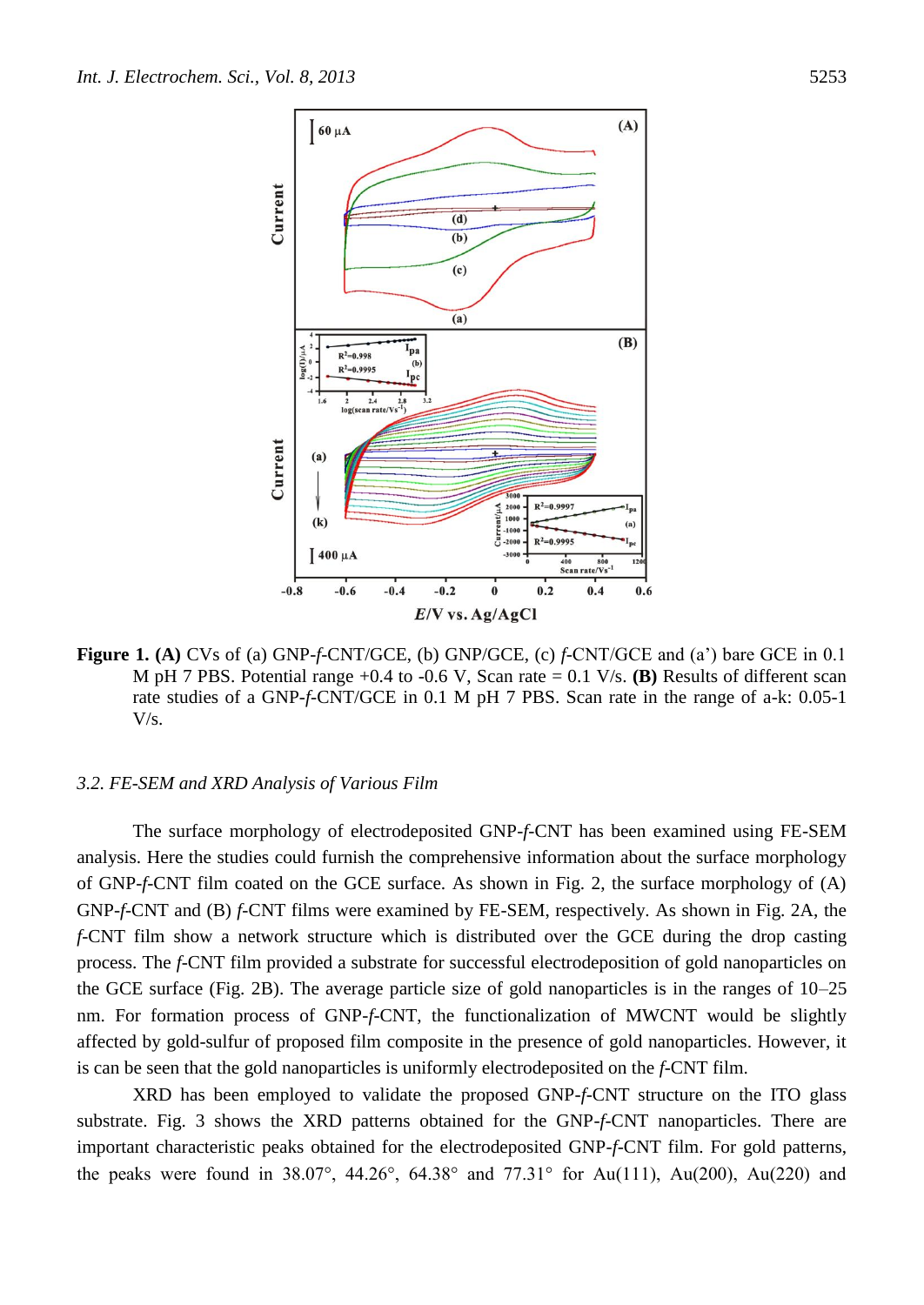**Figure 1. (A)** CVs of (a) GNP-*f*-CNT/GCE, (b) GNP/GCE, (c) *f*-CNT/GCE and (a') bare GCE in 0.1 M pH 7 PBS. Potential range +0.4 to -0.6 V, Scan rate = 0.1 V/s. **(B)** Results of different scan rate studies of a GNP-*f*-CNT/GCE in 0.1 M pH 7 PBS. Scan rate in the range of a-k: 0.05-1 V/s.

### *3.2. FE-SEM and XRD Analysis of Various Film*

The surface morphology of electrodeposited GNP-*f*-CNT has been examined using FE-SEM analysis. Here the studies could furnish the comprehensive information about the surface morphology of GNP-*f*-CNT film coated on the GCE surface. As shown in Fig. 2, the surface morphology of (A) GNP-*f*-CNT and (B) *f*-CNT films were examined by FE-SEM, respectively. As shown in Fig. 2A, the *f*-CNT film show a network structure which is distributed over the GCE during the drop casting process. The *f*-CNT film provided a substrate for successful electrodeposition of gold nanoparticles on the GCE surface (Fig. 2B). The average particle size of gold nanoparticles is in the ranges of 10–25 nm. For formation process of GNP-*f*-CNT, the functionalization of MWCNT would be slightly affected by gold-sulfur of proposed film composite in the presence of gold nanoparticles. However, it is can be seen that the gold nanoparticles is uniformly electrodeposited on the *f*-CNT film.

XRD has been employed to validate the proposed GNP-*f*-CNT structure on the ITO glass substrate. Fig. 3 shows the XRD patterns obtained for the GNP-*f*-CNT nanoparticles. There are important characteristic peaks obtained for the electrodeposited GNP-*f*-CNT film. For gold patterns, the peaks were found in 38.07°, 44.26°, 64.38° and 77.31° for Au(111), Au(200), Au(220) and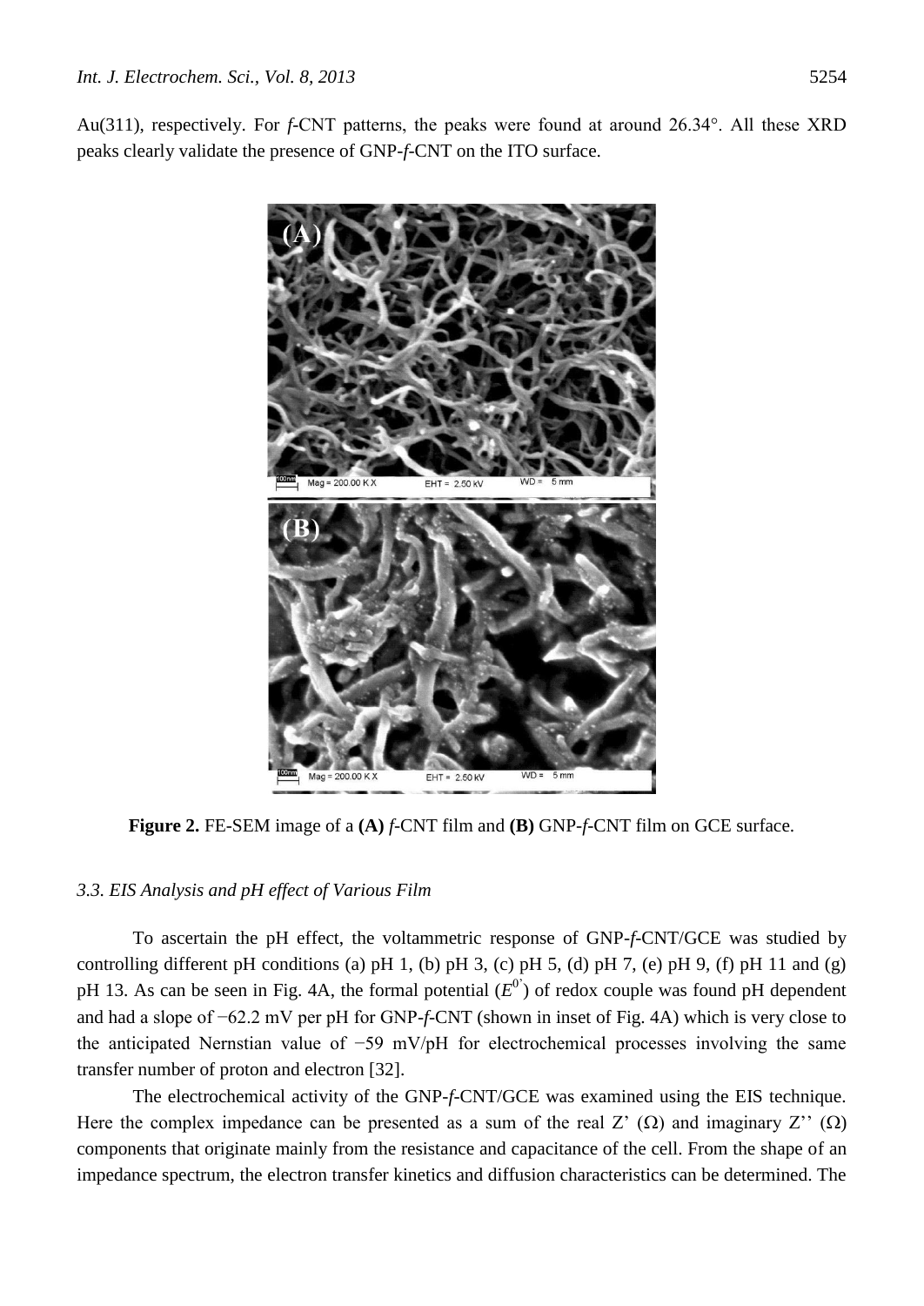Au(311), respectively. For *f*-CNT patterns, the peaks were found at around 26.34°. All these XRD peaks clearly validate the presence of GNP-*f*-CNT on the ITO surface.

**Figure 2.** FE-SEM image of a **(A)** *f*-CNT film and **(B)** GNP-*f*-CNT film on GCE surface.

### *3.3. EIS Analysis and pH effect of Various Film*

To ascertain the pH effect, the voltammetric response of GNP-*f*-CNT/GCE was studied by controlling different pH conditions (a) pH 1, (b) pH 3, (c) pH 5, (d) pH 7, (e) pH 9, (f) pH 11 and (g) pH 13. As can be seen in Fig. 4A, the formal potential ($E^{0'}$) of redox couple was found pH dependent and had a slope of −62.2 mV per pH for GNP-*f*-CNT (shown in inset of Fig. 4A) which is very close to the anticipated Nernstian value of −59 mV/pH for electrochemical processes involving the same transfer number of proton and electron [32].

The electrochemical activity of the GNP-*f*-CNT/GCE was examined using the EIS technique. Here the complex impedance can be presented as a sum of the real Z' (Ω) and imaginary Z'' (Ω) components that originate mainly from the resistance and capacitance of the cell. From the shape of an impedance spectrum, the electron transfer kinetics and diffusion characteristics can be determined. The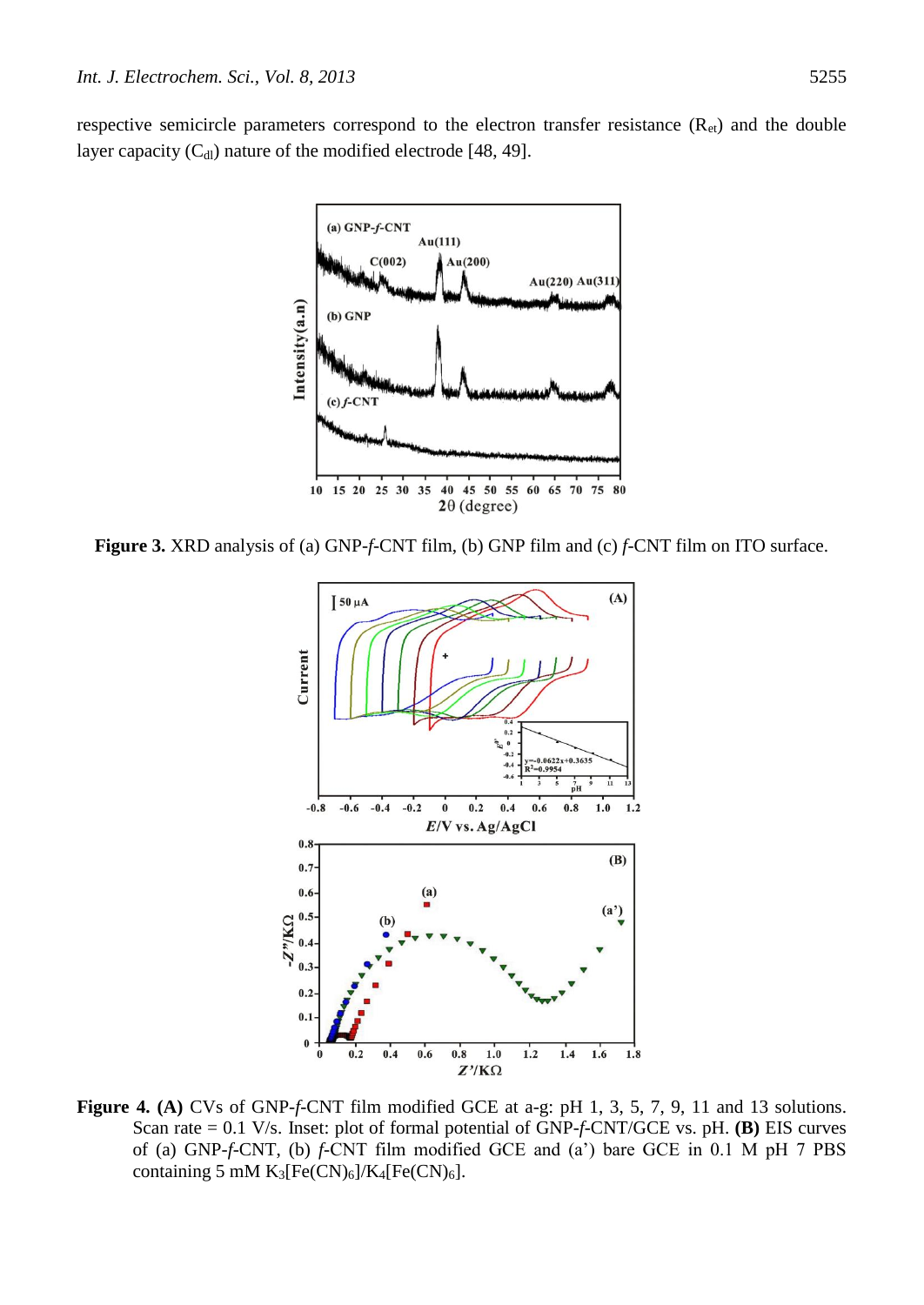respective semicircle parameters correspond to the electron transfer resistance ($R_{et}$) and the double layer capacity ($C_{dl}$) nature of the modified electrode [48, 49].

**Figure 3.** XRD analysis of (a) GNP-*f*-CNT film, (b) GNP film and (c) *f*-CNT film on ITO surface.

**Figure 4. (A)** CVs of GNP-*f*-CNT film modified GCE at a-g: pH 1, 3, 5, 7, 9, 11 and 13 solutions. Scan rate = 0.1 V/s. Inset: plot of formal potential of GNP-*f*-CNT/GCE vs. pH. **(B)** EIS curves of (a) GNP-*f*-CNT, (b) *f*-CNT film modified GCE and (a') bare GCE in 0.1 M pH 7 PBS containing 5 mM $K_3[Fe(CN)_6]/K_4[Fe(CN)_6]$.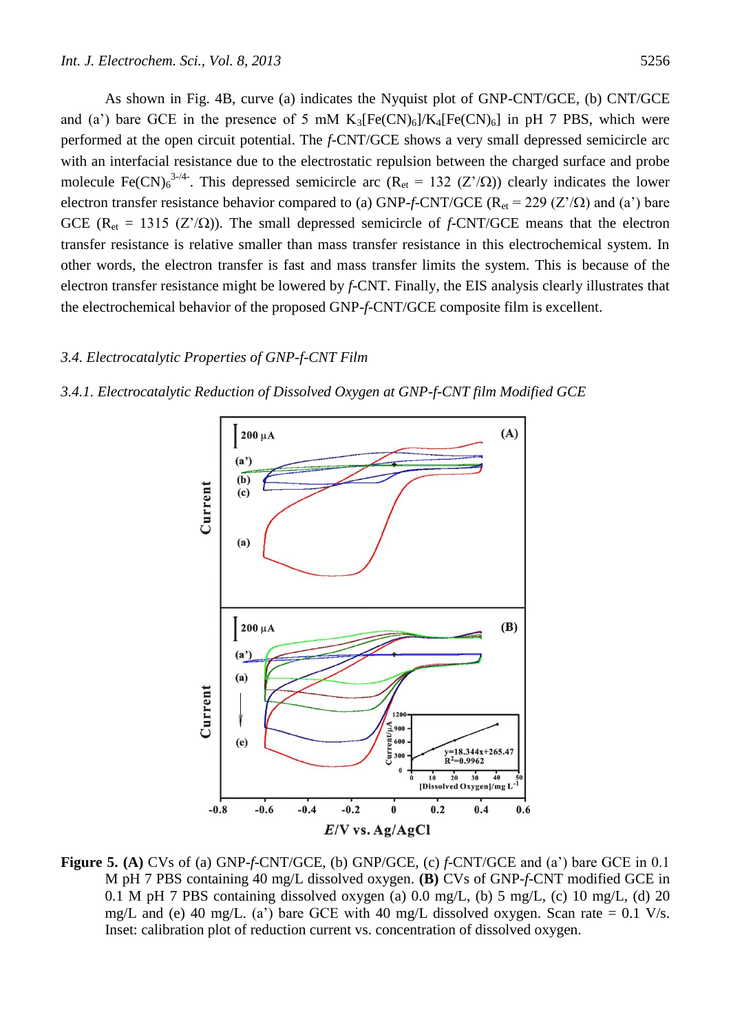As shown in Fig. 4B, curve (a) indicates the Nyquist plot of GNP-CNT/GCE, (b) CNT/GCE and (a') bare GCE in the presence of 5 mM $K_3[Fe(CN)_6]/K_4[Fe(CN)_6]$ in pH 7 PBS, which were performed at the open circuit potential. The *f*-CNT/GCE shows a very small depressed semicircle arc with an interfacial resistance due to the electrostatic repulsion between the charged surface and probe molecule $Fe(CN)_6^{3-/4-}$. This depressed semicircle arc ($R_{et}$ = 132 (Z'/Ω)) clearly indicates the lower electron transfer resistance behavior compared to (a) GNP-*f*-CNT/GCE ($R_{et}$ = 229 (Z'/Ω) and (a') bare GCE ($R_{et}$ = 1315 (Z'/Ω)). The small depressed semicircle of *f*-CNT/GCE means that the electron transfer resistance is relative smaller than mass transfer resistance in this electrochemical system. In other words, the electron transfer is fast and mass transfer limits the system. This is because of the electron transfer resistance might be lowered by *f*-CNT. Finally, the EIS analysis clearly illustrates that the electrochemical behavior of the proposed GNP-*f*-CNT/GCE composite film is excellent.

### *3.4. Electrocatalytic Properties of GNP-f-CNT Film*

#### *3.4.1. Electrocatalytic Reduction of Dissolved Oxygen at GNP-f-CNT film Modified GCE*

**Figure 5. (A)** CVs of (a) GNP-*f*-CNT/GCE, (b) GNP/GCE, (c) *f*-CNT/GCE and (a') bare GCE in 0.1 M pH 7 PBS containing 40 mg/L dissolved oxygen. **(B)** CVs of GNP-*f*-CNT modified GCE in 0.1 M pH 7 PBS containing dissolved oxygen (a) 0.0 mg/L, (b) 5 mg/L, (c) 10 mg/L, (d) 20 mg/L and (e) 40 mg/L. (a') bare GCE with 40 mg/L dissolved oxygen. Scan rate = 0.1 V/s. Inset: calibration plot of reduction current vs. concentration of dissolved oxygen.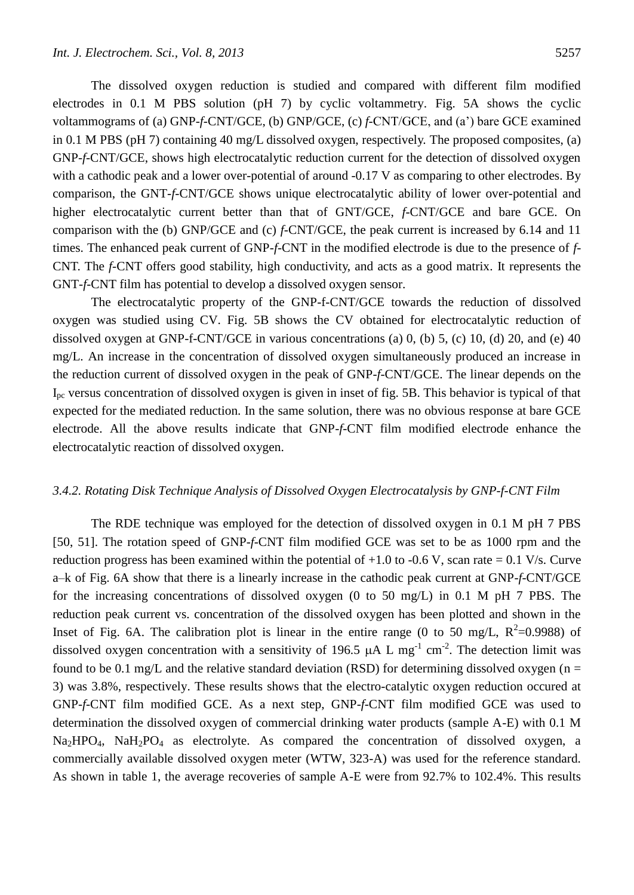The dissolved oxygen reduction is studied and compared with different film modified electrodes in 0.1 M PBS solution (pH 7) by cyclic voltammetry. Fig. 5A shows the cyclic voltammograms of (a) GNP-*f*-CNT/GCE, (b) GNP/GCE, (c) *f*-CNT/GCE, and (a') bare GCE examined in 0.1 M PBS (pH 7) containing 40 mg/L dissolved oxygen, respectively. The proposed composites, (a) GNP-*f*-CNT/GCE, shows high electrocatalytic reduction current for the detection of dissolved oxygen with a cathodic peak and a lower over-potential of around -0.17 V as comparing to other electrodes. By comparison, the GNT-*f*-CNT/GCE shows unique electrocatalytic ability of lower over-potential and higher electrocatalytic current better than that of GNT/GCE, *f*-CNT/GCE and bare GCE. On comparison with the (b) GNP/GCE and (c) *f*-CNT/GCE, the peak current is increased by 6.14 and 11 times. The enhanced peak current of GNP-*f*-CNT in the modified electrode is due to the presence of *f*-CNT. The *f*-CNT offers good stability, high conductivity, and acts as a good matrix. It represents the GNT-*f*-CNT film has potential to develop a dissolved oxygen sensor.

The electrocatalytic property of the GNP-f-CNT/GCE towards the reduction of dissolved oxygen was studied using CV. Fig. 5B shows the CV obtained for electrocatalytic reduction of dissolved oxygen at GNP-f-CNT/GCE in various concentrations (a) 0, (b) 5, (c) 10, (d) 20, and (e) 40 mg/L. An increase in the concentration of dissolved oxygen simultaneously produced an increase in the reduction current of dissolved oxygen in the peak of GNP-*f*-CNT/GCE. The linear depends on the $I_{pc}$ versus concentration of dissolved oxygen is given in inset of fig. 5B. This behavior is typical of that expected for the mediated reduction. In the same solution, there was no obvious response at bare GCE electrode. All the above results indicate that GNP-*f*-CNT film modified electrode enhance the electrocatalytic reaction of dissolved oxygen.

### *3.4.2. Rotating Disk Technique Analysis of Dissolved Oxygen Electrocatalysis by GNP-f-CNT Film*

The RDE technique was employed for the detection of dissolved oxygen in 0.1 M pH 7 PBS [50, 51]. The rotation speed of GNP-*f*-CNT film modified GCE was set to be as 1000 rpm and the reduction progress has been examined within the potential of +1.0 to -0.6 V, scan rate = 0.1 V/s. Curve a–k of Fig. 6A show that there is a linearly increase in the cathodic peak current at GNP-*f*-CNT/GCE for the increasing concentrations of dissolved oxygen (0 to 50 mg/L) in 0.1 M pH 7 PBS. The reduction peak current vs. concentration of the dissolved oxygen has been plotted and shown in the Inset of Fig. 6A. The calibration plot is linear in the entire range (0 to 50 mg/L, $R^2$=0.9988) of dissolved oxygen concentration with a sensitivity of 196.5 $\mu$A L $mg^{-1}$ $cm^{-2}$. The detection limit was found to be 0.1 mg/L and the relative standard deviation (RSD) for determining dissolved oxygen (n = 3) was 3.8%, respectively. These results shows that the electro-catalytic oxygen reduction occured at GNP-*f*-CNT film modified GCE. As a next step, GNP-*f*-CNT film modified GCE was used to determination the dissolved oxygen of commercial drinking water products (sample A-E) with 0.1 M $Na_2HPO_4$, $NaH_2PO_4$ as electrolyte. As compared the concentration of dissolved oxygen, a commercially available dissolved oxygen meter (WTW, 323-A) was used for the reference standard. As shown in table 1, the average recoveries of sample A-E were from 92.7% to 102.4%. This results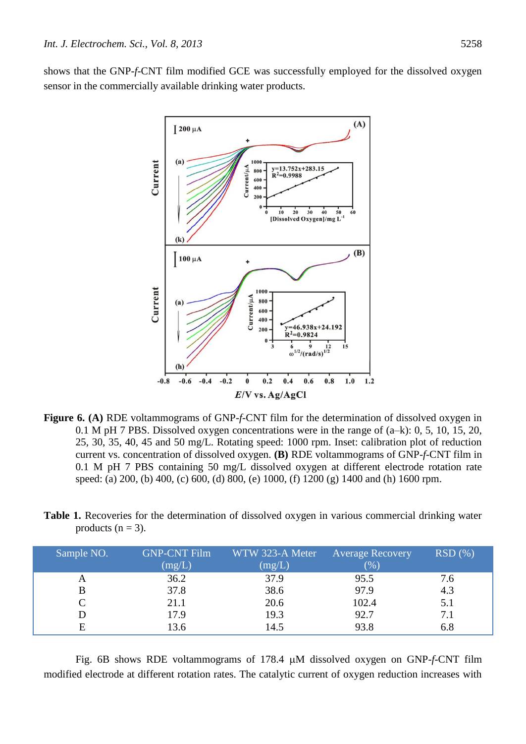shows that the GNP-*f*-CNT film modified GCE was successfully employed for the dissolved oxygen sensor in the commercially available drinking water products.

**Figure 6.** **(A)** RDE voltammograms of GNP-*f*-CNT film for the determination of dissolved oxygen in 0.1 M pH 7 PBS. Dissolved oxygen concentrations were in the range of (a–k): 0, 5, 10, 15, 20, 25, 30, 35, 40, 45 and 50 mg/L. Rotating speed: 1000 rpm. Inset: calibration plot of reduction current vs. concentration of dissolved oxygen. **(B)** RDE voltammograms of GNP-*f*-CNT film in 0.1 M pH 7 PBS containing 50 mg/L dissolved oxygen at different electrode rotation rate speed: (a) 200, (b) 400, (c) 600, (d) 800, (e) 1000, (f) 1200 (g) 1400 and (h) 1600 rpm.

**Table 1.** Recoveries for the determination of dissolved oxygen in various commercial drinking water products (n = 3).

| Sample NO. | GNP-CNT Film (mg/L) | WTW 323-A Meter (mg/L) | Average Recovery (%) | RSD (%) |
|---|---|---|---|---|
| A | 36.2 | 37.9 | 95.5 | 7.6 |
| B | 37.8 | 38.6 | 97.9 | 4.3 |
| C | 21.1 | 20.6 | 102.4 | 5.1 |
| D | 17.9 | 19.3 | 92.7 | 7.1 |
| E | 13.6 | 14.5 | 93.8 | 6.8 |

Fig. 6B shows RDE voltammograms of 178.4 μM dissolved oxygen on GNP-*f*-CNT film modified electrode at different rotation rates. The catalytic current of oxygen reduction increases with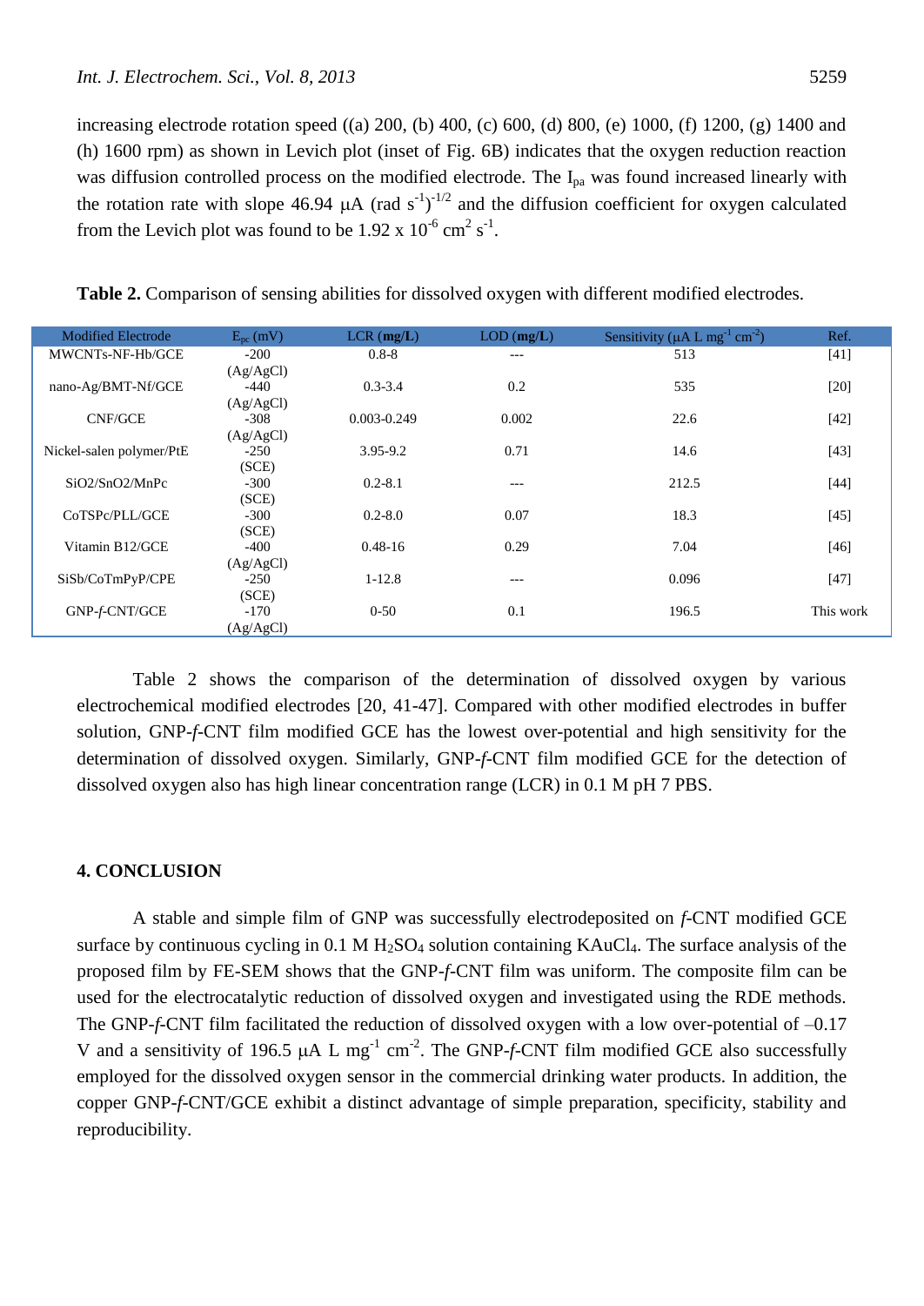increasing electrode rotation speed ((a) 200, (b) 400, (c) 600, (d) 800, (e) 1000, (f) 1200, (g) 1400 and (h) 1600 rpm) as shown in Levich plot (inset of Fig. 6B) indicates that the oxygen reduction reaction was diffusion controlled process on the modified electrode. The $I_{pa}$ was found increased linearly with the rotation rate with slope 46.94 μA (rad $s^{-1})^{-1/2}$ and the diffusion coefficient for oxygen calculated from the Levich plot was found to be 1.92 x $10^{-6}$ $cm^2$ $s^{-1}$.

**Table 2.** Comparison of sensing abilities for dissolved oxygen with different modified electrodes.

| Modified Electrode | $E_{pc}$ (mV) | LCR (**mg/L**) | LOD (**mg/L**) | Sensitivity (μA L $mg^{-1}$ $cm^{-2}$) | Ref. |
|---|---|---|---|---|---|
| MWCNTs-NF-Hb/GCE | -200 (Ag/AgCl) | 0.8-8 | --- | 513 | [41] |
| nano-Ag/BMT-Nf/GCE | -440 (Ag/AgCl) | 0.3-3.4 | 0.2 | 535 | [20] |
| CNF/GCE | -308 (Ag/AgCl) | 0.003-0.249 | 0.002 | 22.6 | [42] |
| Nickel-salen polymer/PtE | -250 (SCE) | 3.95-9.2 | 0.71 | 14.6 | [43] |
| SiO2/SnO2/MnPc | -300 (SCE) | 0.2-8.1 | --- | 212.5 | [44] |
| CoTSPc/PLL/GCE | -300 (SCE) | 0.2-8.0 | 0.07 | 18.3 | [45] |
| Vitamin B12/GCE | -400 (Ag/AgCl) | 0.48-16 | 0.29 | 7.04 | [46] |
| SiSb/CoTmPyP/CPE | -250 (SCE) | 1-12.8 | --- | 0.096 | [47] |
| GNP-*f*-CNT/GCE | -170 (Ag/AgCl) | 0-50 | 0.1 | 196.5 | This work |

Table 2 shows the comparison of the determination of dissolved oxygen by various electrochemical modified electrodes [20, 41-47]. Compared with other modified electrodes in buffer solution, GNP-*f*-CNT film modified GCE has the lowest over-potential and high sensitivity for the determination of dissolved oxygen. Similarly, GNP-*f*-CNT film modified GCE for the detection of dissolved oxygen also has high linear concentration range (LCR) in 0.1 M pH 7 PBS.

## 4. CONCLUSION

A stable and simple film of GNP was successfully electrodeposited on *f*-CNT modified GCE surface by continuous cycling in 0.1 M $H_2SO_4$ solution containing $KAuCl_4$. The surface analysis of the proposed film by FE-SEM shows that the GNP-*f*-CNT film was uniform. The composite film can be used for the electrocatalytic reduction of dissolved oxygen and investigated using the RDE methods. The GNP-*f*-CNT film facilitated the reduction of dissolved oxygen with a low over-potential of –0.17 V and a sensitivity of 196.5 μA L $mg^{-1}$ $cm^{-2}$. The GNP-*f*-CNT film modified GCE also successfully employed for the dissolved oxygen sensor in the commercial drinking water products. In addition, the copper GNP-*f*-CNT/GCE exhibit a distinct advantage of simple preparation, specificity, stability and reproducibility.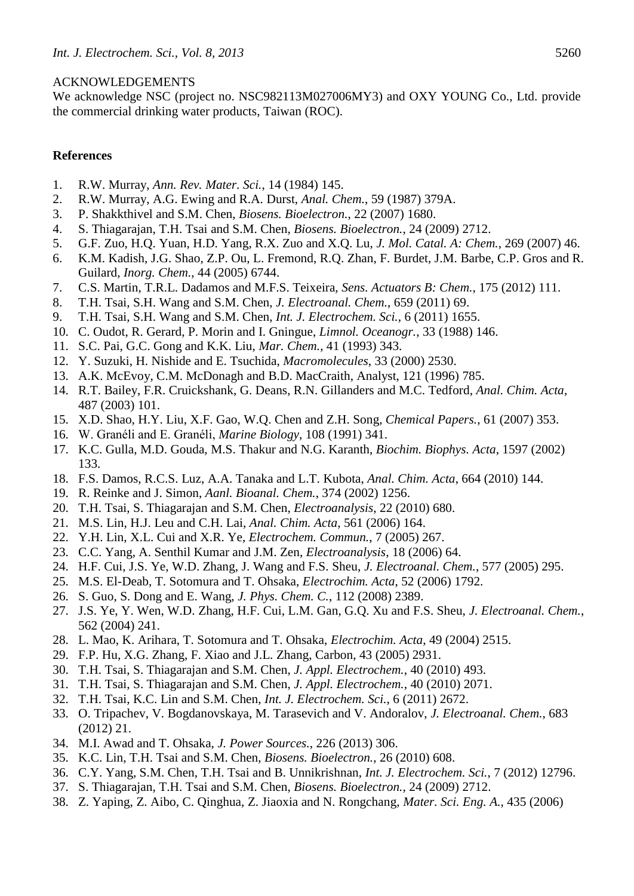ACKNOWLEDGEMENTS

We acknowledge NSC (project no. NSC982113M027006MY3) and OXY YOUNG Co., Ltd. provide the commercial drinking water products, Taiwan (ROC).

**References**

1. R.W. Murray, *Ann. Rev. Mater. Sci.*, 14 (1984) 145.
2. R.W. Murray, A.G. Ewing and R.A. Durst, *Anal. Chem.*, 59 (1987) 379A.
3. P. Shakkthivel and S.M. Chen, *Biosens. Bioelectron.*, 22 (2007) 1680.
4. S. Thiagarajan, T.H. Tsai and S.M. Chen, *Biosens. Bioelectron.*, 24 (2009) 2712.
5. G.F. Zuo, H.Q. Yuan, H.D. Yang, R.X. Zuo and X.Q. Lu, *J. Mol. Catal. A: Chem.*, 269 (2007) 46.
6. K.M. Kadish, J.G. Shao, Z.P. Ou, L. Fremond, R.Q. Zhan, F. Burdet, J.M. Barbe, C.P. Gros and R. Guilard, *Inorg. Chem.*, 44 (2005) 6744.
7. C.S. Martin, T.R.L. Dadamos and M.F.S. Teixeira, *Sens. Actuators B: Chem.*, 175 (2012) 111.
8. T.H. Tsai, S.H. Wang and S.M. Chen, *J. Electroanal. Chem.*, 659 (2011) 69.
9. T.H. Tsai, S.H. Wang and S.M. Chen, *Int. J. Electrochem. Sci.*, 6 (2011) 1655.
10. C. Oudot, R. Gerard, P. Morin and I. Gningue, *Limnol. Oceanogr.*, 33 (1988) 146.
11. S.C. Pai, G.C. Gong and K.K. Liu, *Mar. Chem.*, 41 (1993) 343.
12. Y. Suzuki, H. Nishide and E. Tsuchida, *Macromolecules*, 33 (2000) 2530.
13. A.K. McEvoy, C.M. McDonagh and B.D. MacCraith, Analyst, 121 (1996) 785.
14. R.T. Bailey, F.R. Cruickshank, G. Deans, R.N. Gillanders and M.C. Tedford, *Anal. Chim. Acta*, 487 (2003) 101.
15. X.D. Shao, H.Y. Liu, X.F. Gao, W.Q. Chen and Z.H. Song, *Chemical Papers.*, 61 (2007) 353.
16. W. Granéli and E. Granéli, *Marine Biology*, 108 (1991) 341.
17. K.C. Gulla, M.D. Gouda, M.S. Thakur and N.G. Karanth, *Biochim. Biophys. Acta*, 1597 (2002) 133.
18. F.S. Damos, R.C.S. Luz, A.A. Tanaka and L.T. Kubota, *Anal. Chim. Acta*, 664 (2010) 144.
19. R. Reinke and J. Simon, *Aanl. Bioanal. Chem.*, 374 (2002) 1256.
20. T.H. Tsai, S. Thiagarajan and S.M. Chen, *Electroanalysis*, 22 (2010) 680.
21. M.S. Lin, H.J. Leu and C.H. Lai, *Anal. Chim. Acta*, 561 (2006) 164.
22. Y.H. Lin, X.L. Cui and X.R. Ye, *Electrochem. Commun.*, 7 (2005) 267.
23. C.C. Yang, A. Senthil Kumar and J.M. Zen, *Electroanalysis*, 18 (2006) 64.
24. H.F. Cui, J.S. Ye, W.D. Zhang, J. Wang and F.S. Sheu, *J. Electroanal. Chem.*, 577 (2005) 295.
25. M.S. El-Deab, T. Sotomura and T. Ohsaka, *Electrochim. Acta*, 52 (2006) 1792.
26. S. Guo, S. Dong and E. Wang, *J. Phys. Chem. C.*, 112 (2008) 2389.
27. J.S. Ye, Y. Wen, W.D. Zhang, H.F. Cui, L.M. Gan, G.Q. Xu and F.S. Sheu, *J. Electroanal. Chem.*, 562 (2004) 241.
28. L. Mao, K. Arihara, T. Sotomura and T. Ohsaka, *Electrochim. Acta*, 49 (2004) 2515.
29. F.P. Hu, X.G. Zhang, F. Xiao and J.L. Zhang, Carbon, 43 (2005) 2931.
30. T.H. Tsai, S. Thiagarajan and S.M. Chen, *J. Appl. Electrochem.*, 40 (2010) 493.
31. T.H. Tsai, S. Thiagarajan and S.M. Chen, *J. Appl. Electrochem.*, 40 (2010) 2071.
32. T.H. Tsai, K.C. Lin and S.M. Chen, *Int. J. Electrochem. Sci.*, 6 (2011) 2672.
33. O. Tripachev, V. Bogdanovskaya, M. Tarasevich and V. Andoralov, *J. Electroanal. Chem.*, 683 (2012) 21.
34. M.I. Awad and T. Ohsaka, *J. Power Sources.*, 226 (2013) 306.
35. K.C. Lin, T.H. Tsai and S.M. Chen, *Biosens. Bioelectron.*, 26 (2010) 608.
36. C.Y. Yang, S.M. Chen, T.H. Tsai and B. Unnikrishnan, *Int. J. Electrochem. Sci.*, 7 (2012) 12796.
37. S. Thiagarajan, T.H. Tsai and S.M. Chen, *Biosens. Bioelectron.*, 24 (2009) 2712.
38. Z. Yaping, Z. Aibo, C. Qinghua, Z. Jiaoxia and N. Rongchang, *Mater. Sci. Eng. A.*, 435 (2006)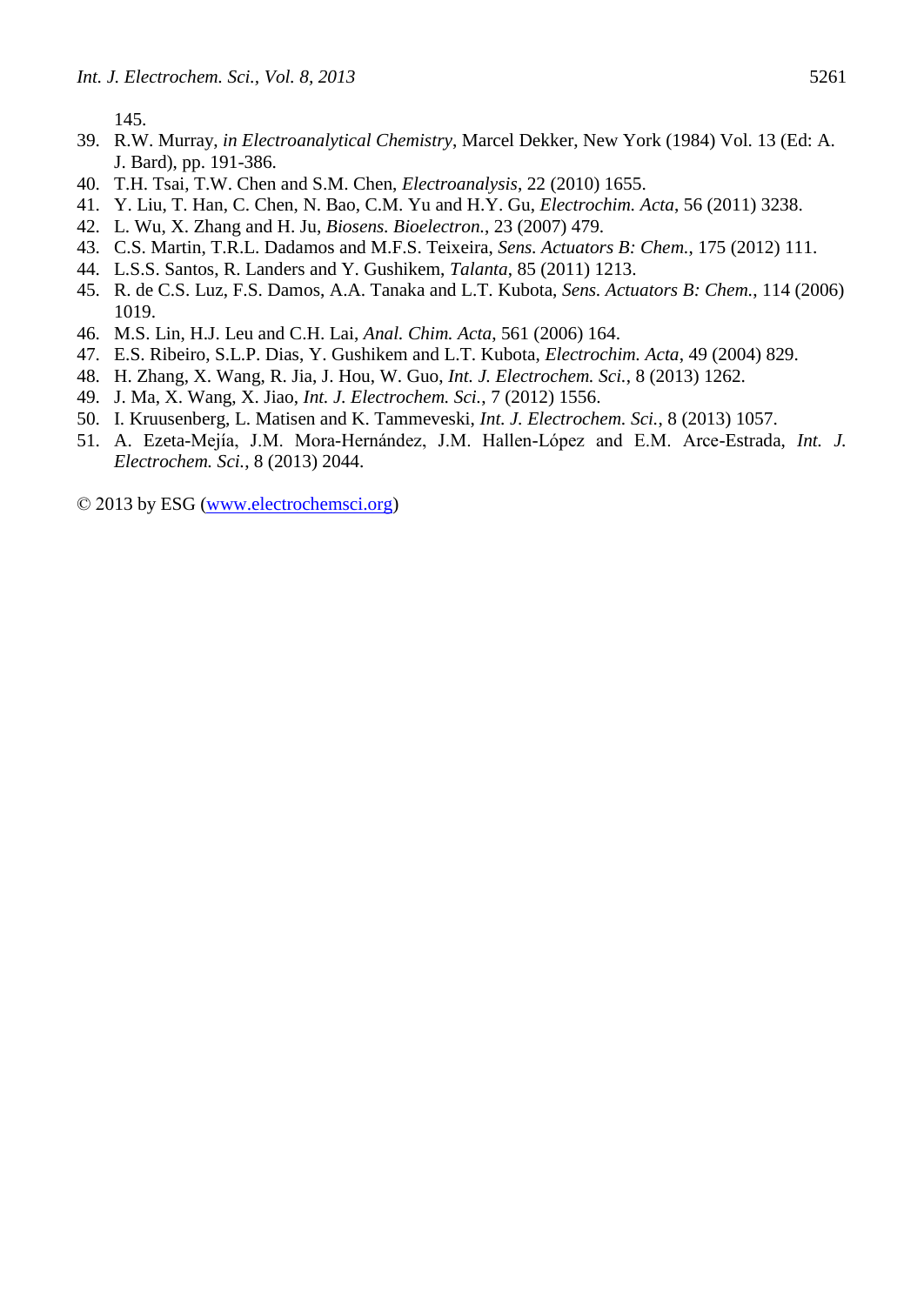145.

39. R.W. Murray, *in Electroanalytical Chemistry*, Marcel Dekker, New York (1984) Vol. 13 (Ed: A. J. Bard), pp. 191-386.
40. T.H. Tsai, T.W. Chen and S.M. Chen, *Electroanalysis*, 22 (2010) 1655.
41. Y. Liu, T. Han, C. Chen, N. Bao, C.M. Yu and H.Y. Gu, *Electrochim. Acta*, 56 (2011) 3238.
42. L. Wu, X. Zhang and H. Ju, *Biosens. Bioelectron.*, 23 (2007) 479.
43. C.S. Martin, T.R.L. Dadamos and M.F.S. Teixeira, *Sens. Actuators B: Chem.*, 175 (2012) 111.
44. L.S.S. Santos, R. Landers and Y. Gushikem, *Talanta*, 85 (2011) 1213.
45. R. de C.S. Luz, F.S. Damos, A.A. Tanaka and L.T. Kubota, *Sens. Actuators B: Chem.*, 114 (2006) 1019.
46. M.S. Lin, H.J. Leu and C.H. Lai, *Anal. Chim. Acta*, 561 (2006) 164.
47. E.S. Ribeiro, S.L.P. Dias, Y. Gushikem and L.T. Kubota, *Electrochim. Acta*, 49 (2004) 829.
48. H. Zhang, X. Wang, R. Jia, J. Hou, W. Guo, *Int. J. Electrochem. Sci.*, 8 (2013) 1262.
49. J. Ma, X. Wang, X. Jiao, *Int. J. Electrochem. Sci.*, 7 (2012) 1556.
50. I. Kruusenberg, L. Matisen and K. Tammeveski, *Int. J. Electrochem. Sci.*, 8 (2013) 1057.
51. A. Ezeta-Mejía, J.M. Mora-Hernández, J.M. Hallen-López and E.M. Arce-Estrada, *Int. J. Electrochem. Sci.*, 8 (2013) 2044.

© 2013 by ESG (www.electrochemsci.org)